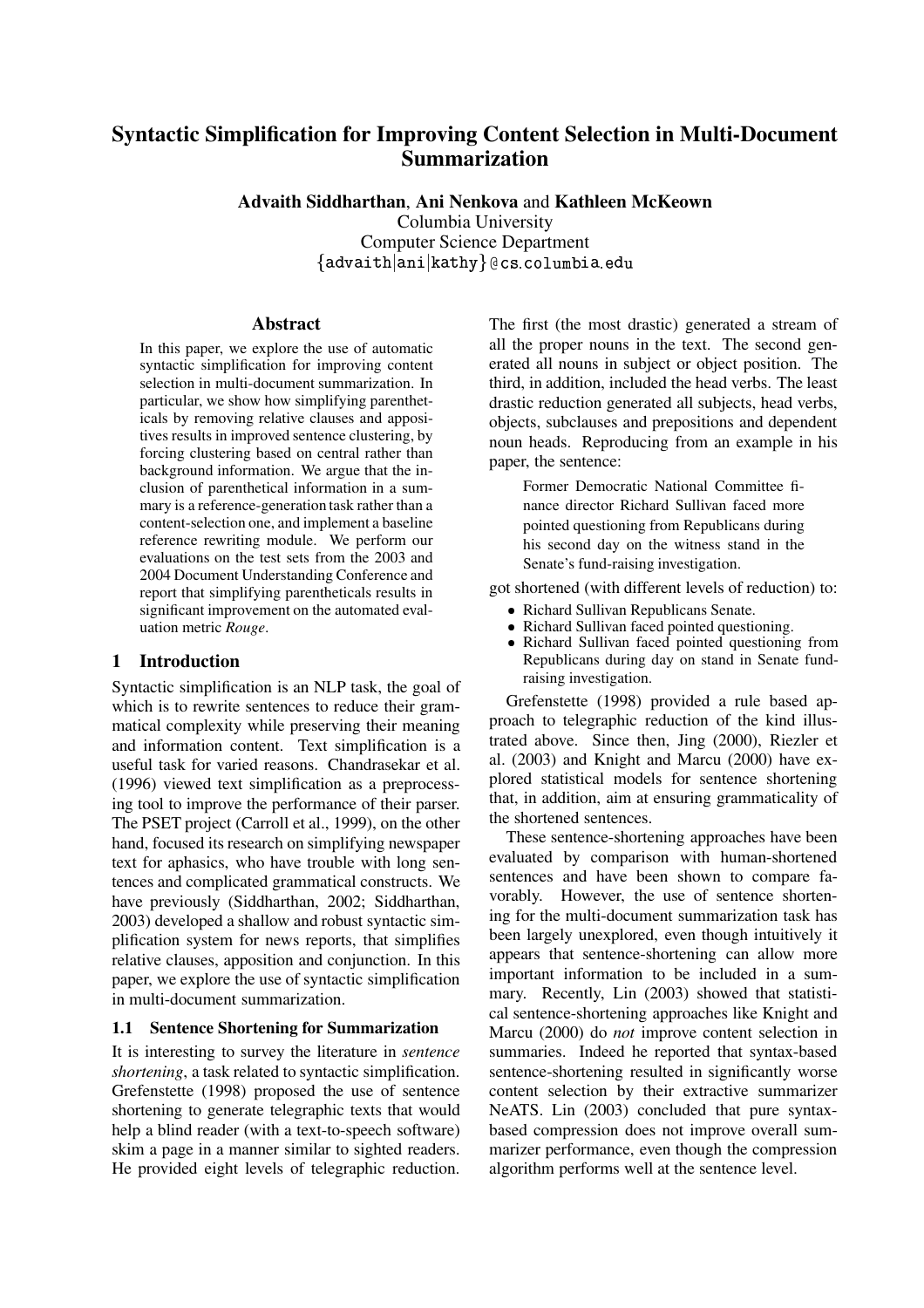# Syntactic Simplification for Improving Content Selection in Multi-Document Summarization

**Advaith Siddharthan**, **Ani Nenkova** and **Kathleen McKeown**
Columbia University
Computer Science Department
{advaith|ani|kathy}@cs.columbia.edu

## Abstract

In this paper, we explore the use of automatic syntactic simplification for improving content selection in multi-document summarization. In particular, we show how simplifying parentheticals by removing relative clauses and appositives results in improved sentence clustering, by forcing clustering based on central rather than background information. We argue that the inclusion of parenthetical information in a summary is a reference-generation task rather than a content-selection one, and implement a baseline reference rewriting module. We perform our evaluations on the test sets from the 2003 and 2004 Document Understanding Conference and report that simplifying parentheticals results in significant improvement on the automated evaluation metric *Rouge*.

## 1 Introduction

Syntactic simplification is an NLP task, the goal of which is to rewrite sentences to reduce their grammatical complexity while preserving their meaning and information content. Text simplification is a useful task for varied reasons. Chandrasekar et al. (1996) viewed text simplification as a preprocessing tool to improve the performance of their parser. The PSET project (Carroll et al., 1999), on the other hand, focused its research on simplifying newspaper text for aphasics, who have trouble with long sentences and complicated grammatical constructs. We have previously (Siddharthan, 2002; Siddharthan, 2003) developed a shallow and robust syntactic simplification system for news reports, that simplifies relative clauses, apposition and conjunction. In this paper, we explore the use of syntactic simplification in multi-document summarization.

### 1.1 Sentence Shortening for Summarization

It is interesting to survey the literature in *sentence shortening*, a task related to syntactic simplification. Grefenstette (1998) proposed the use of sentence shortening to generate telegraphic texts that would help a blind reader (with a text-to-speech software) skim a page in a manner similar to sighted readers. He provided eight levels of telegraphic reduction. The first (the most drastic) generated a stream of all the proper nouns in the text. The second generated all nouns in subject or object position. The third, in addition, included the head verbs. The least drastic reduction generated all subjects, head verbs, objects, subclauses and prepositions and dependent noun heads. Reproducing from an example in his paper, the sentence:

> Former Democratic National Committee finance director Richard Sullivan faced more pointed questioning from Republicans during his second day on the witness stand in the Senate's fund-raising investigation.

got shortened (with different levels of reduction) to:

- Richard Sullivan Republicans Senate.
- Richard Sullivan faced pointed questioning.
- Richard Sullivan faced pointed questioning from Republicans during day on stand in Senate fund-raising investigation.

Grefenstette (1998) provided a rule based approach to telegraphic reduction of the kind illustrated above. Since then, Jing (2000), Riezler et al. (2003) and Knight and Marcu (2000) have explored statistical models for sentence shortening that, in addition, aim at ensuring grammaticality of the shortened sentences.

These sentence-shortening approaches have been evaluated by comparison with human-shortened sentences and have been shown to compare favorably. However, the use of sentence shortening for the multi-document summarization task has been largely unexplored, even though intuitively it appears that sentence-shortening can allow more important information to be included in a summary. Recently, Lin (2003) showed that statistical sentence-shortening approaches like Knight and Marcu (2000) do *not* improve content selection in summaries. Indeed he reported that syntax-based sentence-shortening resulted in significantly worse content selection by their extractive summarizer NeATS. Lin (2003) concluded that pure syntax-based compression does not improve overall summarizer performance, even though the compression algorithm performs well at the sentence level.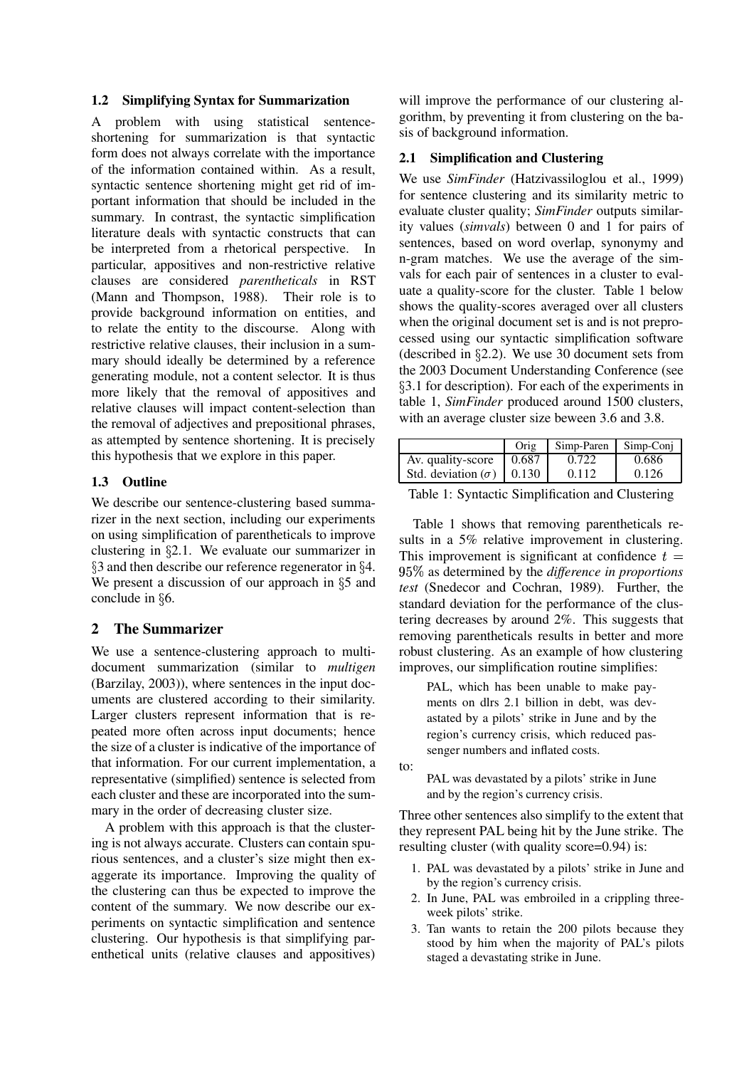### 1.2 Simplifying Syntax for Summarization

A problem with using statistical sentence-shortening for summarization is that syntactic form does not always correlate with the importance of the information contained within. As a result, syntactic sentence shortening might get rid of important information that should be included in the summary. In contrast, the syntactic simplification literature deals with syntactic constructs that can be interpreted from a rhetorical perspective. In particular, appositives and non-restrictive relative clauses are considered *parentheticals* in RST (Mann and Thompson, 1988). Their role is to provide background information on entities, and to relate the entity to the discourse. Along with restrictive relative clauses, their inclusion in a summary should ideally be determined by a reference generating module, not a content selector. It is thus more likely that the removal of appositives and relative clauses will impact content-selection than the removal of adjectives and prepositional phrases, as attempted by sentence shortening. It is precisely this hypothesis that we explore in this paper.

### 1.3 Outline

We describe our sentence-clustering based summarizer in the next section, including our experiments on using simplification of parentheticals to improve clustering in §2.1. We evaluate our summarizer in §3 and then describe our reference regenerator in §4. We present a discussion of our approach in §5 and conclude in §6.

## 2 The Summarizer

We use a sentence-clustering approach to multi-document summarization (similar to *multigen* (Barzilay, 2003)), where sentences in the input documents are clustered according to their similarity. Larger clusters represent information that is repeated more often across input documents; hence the size of a cluster is indicative of the importance of that information. For our current implementation, a representative (simplified) sentence is selected from each cluster and these are incorporated into the summary in the order of decreasing cluster size.

A problem with this approach is that the clustering is not always accurate. Clusters can contain spurious sentences, and a cluster's size might then exaggerate its importance. Improving the quality of the clustering can thus be expected to improve the content of the summary. We now describe our experiments on syntactic simplification and sentence clustering. Our hypothesis is that simplifying parenthetical units (relative clauses and appositives) will improve the performance of our clustering algorithm, by preventing it from clustering on the basis of background information.

### 2.1 Simplification and Clustering

We use *SimFinder* (Hatzivassiloglou et al., 1999) for sentence clustering and its similarity metric to evaluate cluster quality; *SimFinder* outputs similarity values (*simvals*) between 0 and 1 for pairs of sentences, based on word overlap, synonymy and n-gram matches. We use the average of the simvals for each pair of sentences in a cluster to evaluate a quality-score for the cluster. Table 1 below shows the quality-scores averaged over all clusters when the original document set is and is not preprocessed using our syntactic simplification software (described in §2.2). We use 30 document sets from the 2003 Document Understanding Conference (see §3.1 for description). For each of the experiments in table 1, *SimFinder* produced around 1500 clusters, with an average cluster size beween 3.6 and 3.8.

| | Orig | Simp-Paren | Simp-Conj |
|---|---|---|---|
| Av. quality-score | 0.687 | 0.722 | 0.686 |
| Std. deviation ($\sigma$) | 0.130 | 0.112 | 0.126 |

Table 1: Syntactic Simplification and Clustering

Table 1 shows that removing parentheticals results in a 5% relative improvement in clustering. This improvement is significant at confidence $t = 95\%$ as determined by the *difference in proportions test* (Snedecor and Cochran, 1989). Further, the standard deviation for the performance of the clustering decreases by around 2%. This suggests that removing parentheticals results in better and more robust clustering. As an example of how clustering improves, our simplification routine simplifies:

> PAL, which has been unable to make payments on dlrs 2.1 billion in debt, was devastated by a pilots' strike in June and by the region's currency crisis, which reduced passenger numbers and inflated costs.

to:

> PAL was devastated by a pilots' strike in June and by the region's currency crisis.

Three other sentences also simplify to the extent that they represent PAL being hit by the June strike. The resulting cluster (with quality score=0.94) is:

1. PAL was devastated by a pilots' strike in June and by the region's currency crisis.
2. In June, PAL was embroiled in a crippling three-week pilots' strike.
3. Tan wants to retain the 200 pilots because they stood by him when the majority of PAL's pilots staged a devastating strike in June.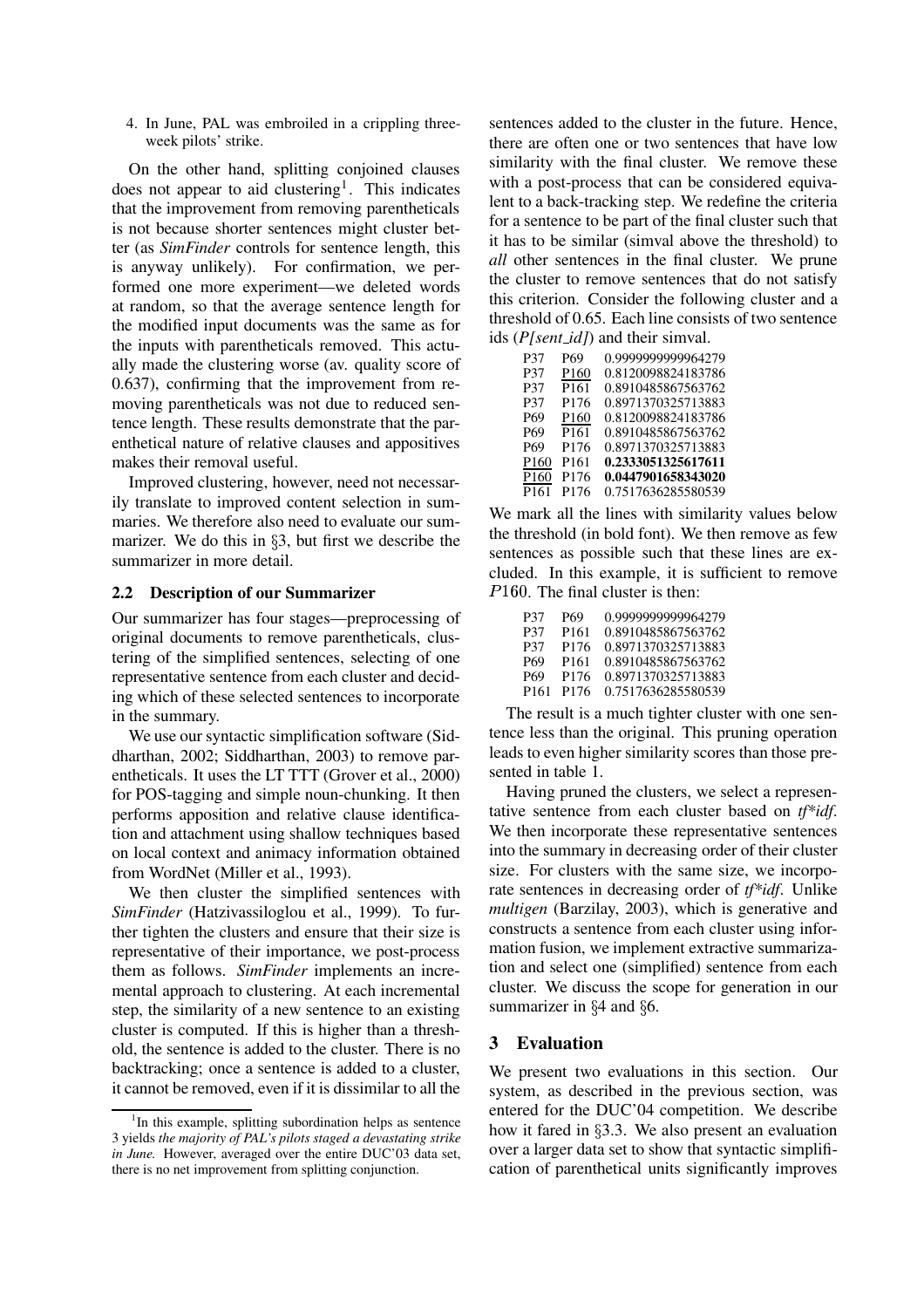4. In June, PAL was embroiled in a crippling three-week pilots' strike.

On the other hand, splitting conjoined clauses does not appear to aid clustering[1]. This indicates that the improvement from removing parentheticals is not because shorter sentences might cluster better (as *SimFinder* controls for sentence length, this is anyway unlikely). For confirmation, we performed one more experiment—we deleted words at random, so that the average sentence length for the modified input documents was the same as for the inputs with parentheticals removed. This actually made the clustering worse (av. quality score of 0.637), confirming that the improvement from removing parentheticals was not due to reduced sentence length. These results demonstrate that the parenthetical nature of relative clauses and appositives makes their removal useful.

Improved clustering, however, need not necessarily translate to improved content selection in summaries. We therefore also need to evaluate our summarizer. We do this in §3, but first we describe the summarizer in more detail.

## 2.2 Description of our Summarizer

Our summarizer has four stages—preprocessing of original documents to remove parentheticals, clustering of the simplified sentences, selecting of one representative sentence from each cluster and deciding which of these selected sentences to incorporate in the summary.

We use our syntactic simplification software (Siddharthan, 2002; Siddharthan, 2003) to remove parentheticals. It uses the LT TTT (Grover et al., 2000) for POS-tagging and simple noun-chunking. It then performs apposition and relative clause identification and attachment using shallow techniques based on local context and animacy information obtained from WordNet (Miller et al., 1993).

We then cluster the simplified sentences with *SimFinder* (Hatzivassiloglou et al., 1999). To further tighten the clusters and ensure that their size is representative of their importance, we post-process them as follows. *SimFinder* implements an incremental approach to clustering. At each incremental step, the similarity of a new sentence to an existing cluster is computed. If this is higher than a threshold, the sentence is added to the cluster. There is no backtracking; once a sentence is added to a cluster, it cannot be removed, even if it is dissimilar to all the sentences added to the cluster in the future. Hence, there are often one or two sentences that have low similarity with the final cluster. We remove these with a post-process that can be considered equivalent to a back-tracking step. We redefine the criteria for a sentence to be part of the final cluster such that it has to be similar (simval above the threshold) to *all* other sentences in the final cluster. We prune the cluster to remove sentences that do not satisfy this criterion. Consider the following cluster and a threshold of 0.65. Each line consists of two sentence ids (*P[sent_id]*) and their simval.

```
P37   P69    0.9999999999964279
P37   P160   0.8120098824183786
P37   P161   0.8910485867563762
P37   P176   0.8971370325713883
P69   P160   0.8120098824183786
P69   P161   0.8910485867563762
P69   P176   0.8971370325713883
P160  P161   0.2333051325617611
P160  P176   0.0447901658343020
P161  P176   0.7517636285580539
```

We mark all the lines with similarity values below the threshold (in bold font). We then remove as few sentences as possible such that these lines are excluded. In this example, it is sufficient to remove $P160$. The final cluster is then:

```
P37   P69    0.9999999999964279
P37   P161   0.8910485867563762
P37   P176   0.8971370325713883
P69   P161   0.8910485867563762
P69   P176   0.8971370325713883
P161  P176   0.7517636285580539
```

The result is a much tighter cluster with one sentence less than the original. This pruning operation leads to even higher similarity scores than those presented in table 1.

Having pruned the clusters, we select a representative sentence from each cluster based on *tf*idf*. We then incorporate these representative sentences into the summary in decreasing order of their cluster size. For clusters with the same size, we incorporate sentences in decreasing order of *tf*idf*. Unlike *multigen* (Barzilay, 2003), which is generative and constructs a sentence from each cluster using information fusion, we implement extractive summarization and select one (simplified) sentence from each cluster. We discuss the scope for generation in our summarizer in §4 and §6.

# 3 Evaluation

We present two evaluations in this section. Our system, as described in the previous section, was entered for the DUC'04 competition. We describe how it fared in §3.3. We also present an evaluation over a larger data set to show that syntactic simplification of parenthetical units significantly improves

[1] In this example, splitting subordination helps as sentence 3 yields *the majority of PAL's pilots staged a devastating strike in June.* However, averaged over the entire DUC'03 data set, there is no net improvement from splitting conjunction.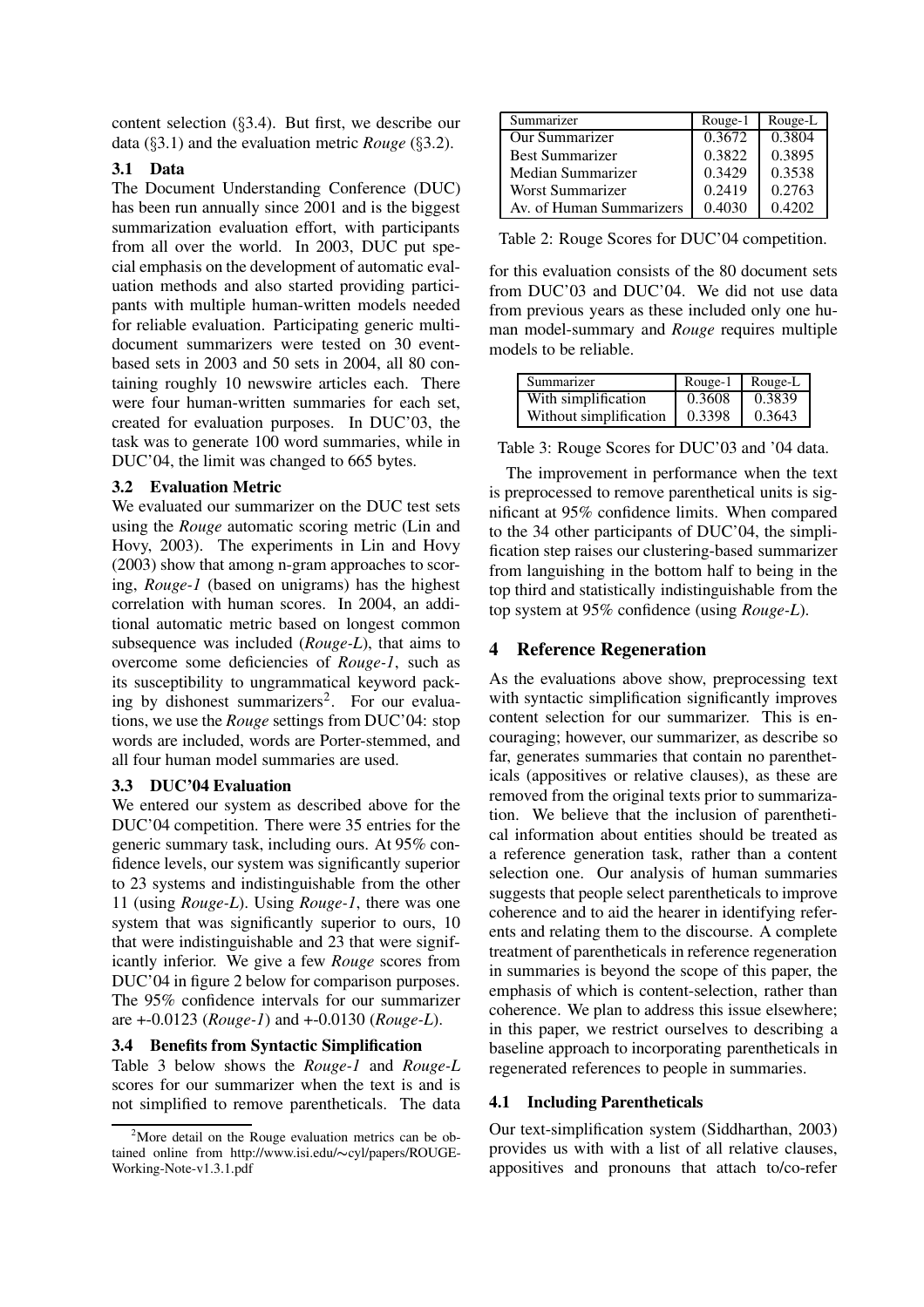content selection (§3.4). But first, we describe our data (§3.1) and the evaluation metric *Rouge* (§3.2).

### 3.1 Data

The Document Understanding Conference (DUC) has been run annually since 2001 and is the biggest summarization evaluation effort, with participants from all over the world. In 2003, DUC put special emphasis on the development of automatic evaluation methods and also started providing participants with multiple human-written models needed for reliable evaluation. Participating generic multi-document summarizers were tested on 30 event-based sets in 2003 and 50 sets in 2004, all 80 containing roughly 10 newswire articles each. There were four human-written summaries for each set, created for evaluation purposes. In DUC'03, the task was to generate 100 word summaries, while in DUC'04, the limit was changed to 665 bytes.

### 3.2 Evaluation Metric

We evaluated our summarizer on the DUC test sets using the *Rouge* automatic scoring metric (Lin and Hovy, 2003). The experiments in Lin and Hovy (2003) show that among n-gram approaches to scoring, *Rouge-1* (based on unigrams) has the highest correlation with human scores. In 2004, an additional automatic metric based on longest common subsequence was included (*Rouge-L*), that aims to overcome some deficiencies of *Rouge-1*, such as its susceptibility to ungrammatical keyword packing by dishonest summarizers[2]. For our evaluations, we use the *Rouge* settings from DUC'04: stop words are included, words are Porter-stemmed, and all four human model summaries are used.

### 3.3 DUC'04 Evaluation

We entered our system as described above for the DUC'04 competition. There were 35 entries for the generic summary task, including ours. At 95% confidence levels, our system was significantly superior to 23 systems and indistinguishable from the other 11 (using *Rouge-L*). Using *Rouge-1*, there was one system that was significantly superior to ours, 10 that were indistinguishable and 23 that were significantly inferior. We give a few *Rouge* scores from DUC'04 in figure 2 below for comparison purposes. The 95% confidence intervals for our summarizer are +-0.0123 (*Rouge-1*) and +-0.0130 (*Rouge-L*).

| Summarizer | Rouge-1 | Rouge-L |
|---|---|---|
| Our Summarizer | 0.3672 | 0.3804 |
| Best Summarizer | 0.3822 | 0.3895 |
| Median Summarizer | 0.3429 | 0.3538 |
| Worst Summarizer | 0.2419 | 0.2763 |
| Av. of Human Summarizers | 0.4030 | 0.4202 |

Table 2: Rouge Scores for DUC'04 competition.

### 3.4 Benefits from Syntactic Simplification

Table 3 below shows the *Rouge-1* and *Rouge-L* scores for our summarizer when the text is and is not simplified to remove parentheticals. The data for this evaluation consists of the 80 document sets from DUC'03 and DUC'04. We did not use data from previous years as these included only one human model-summary and *Rouge* requires multiple models to be reliable.

| Summarizer | Rouge-1 | Rouge-L |
|---|---|---|
| With simplification | 0.3608 | 0.3839 |
| Without simplification | 0.3398 | 0.3643 |

Table 3: Rouge Scores for DUC'03 and '04 data.

The improvement in performance when the text is preprocessed to remove parenthetical units is significant at 95% confidence limits. When compared to the 34 other participants of DUC'04, the simplification step raises our clustering-based summarizer from languishing in the bottom half to being in the top third and statistically indistinguishable from the top system at 95% confidence (using *Rouge-L*).

## 4 Reference Regeneration

As the evaluations above show, preprocessing text with syntactic simplification significantly improves content selection for our summarizer. This is encouraging; however, our summarizer, as describe so far, generates summaries that contain no parentheticals (appositives or relative clauses), as these are removed from the original texts prior to summarization. We believe that the inclusion of parenthetical information about entities should be treated as a reference generation task, rather than a content selection one. Our analysis of human summaries suggests that people select parentheticals to improve coherence and to aid the hearer in identifying referents and relating them to the discourse. A complete treatment of parentheticals in reference regeneration in summaries is beyond the scope of this paper, the emphasis of which is content-selection, rather than coherence. We plan to address this issue elsewhere; in this paper, we restrict ourselves to describing a baseline approach to incorporating parentheticals in regenerated references to people in summaries.

### 4.1 Including Parentheticals

Our text-simplification system (Siddharthan, 2003) provides us with with a list of all relative clauses, appositives and pronouns that attach to/co-refer

[2] More detail on the Rouge evaluation metrics can be obtained online from http://www.isi.edu/~cyl/papers/ROUGE-Working-Note-v1.3.1.pdf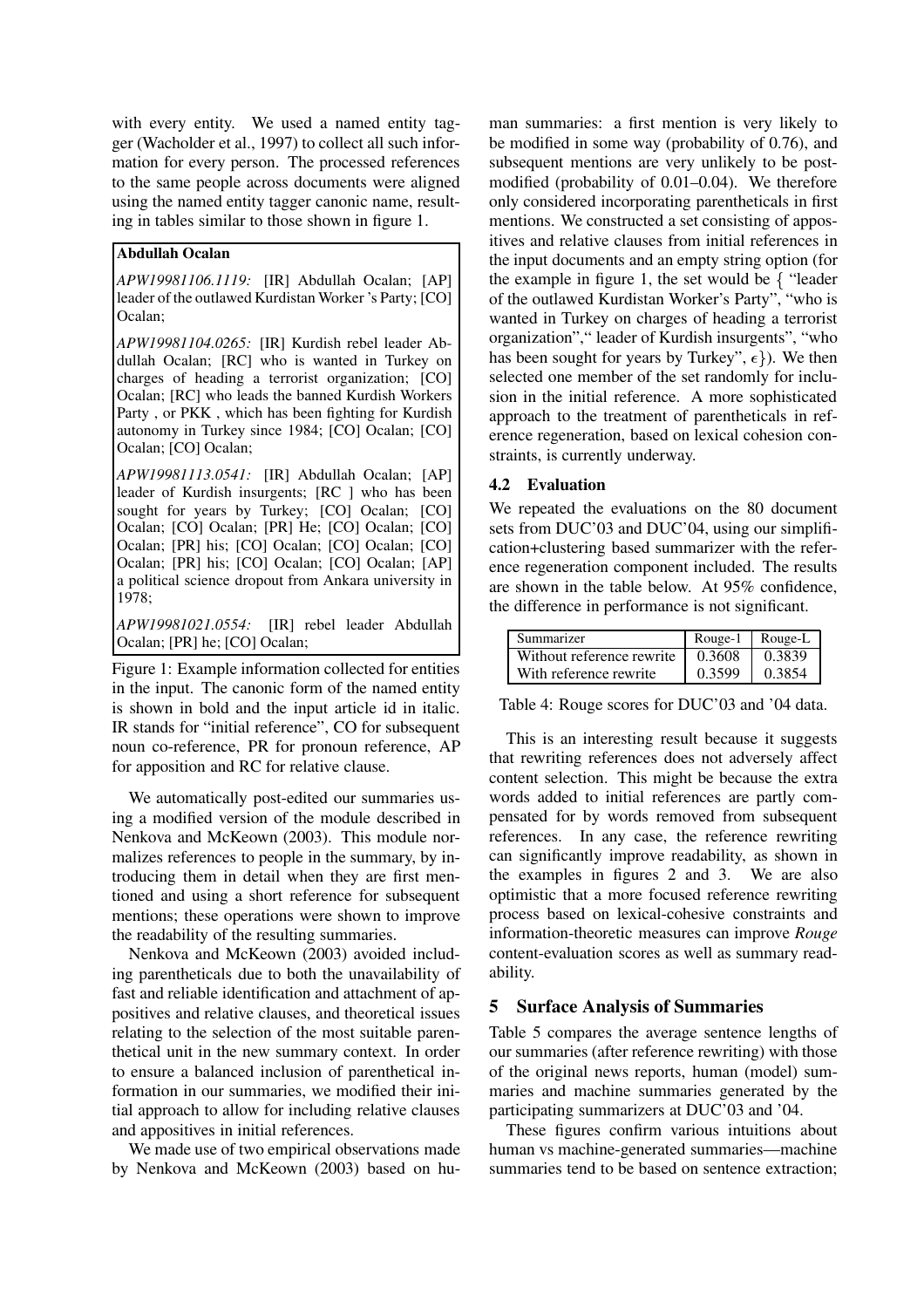with every entity. We used a named entity tagger (Wacholder et al., 1997) to collect all such information for every person. The processed references to the same people across documents were aligned using the named entity tagger canonic name, resulting in tables similar to those shown in figure 1.

**Abdullah Ocalan**

*APW19981106.1119:* [IR] Abdullah Ocalan; [AP] leader of the outlawed Kurdistan Worker 's Party; [CO] Ocalan;

*APW19981104.0265:* [IR] Kurdish rebel leader Abdullah Ocalan; [RC] who is wanted in Turkey on charges of heading a terrorist organization; [CO] Ocalan; [RC] who leads the banned Kurdish Workers Party , or PKK , which has been fighting for Kurdish autonomy in Turkey since 1984; [CO] Ocalan; [CO] Ocalan; [CO] Ocalan;

*APW19981113.0541:* [IR] Abdullah Ocalan; [AP] leader of Kurdish insurgents; [RC ] who has been sought for years by Turkey; [CO] Ocalan; [CO] Ocalan; [CO] Ocalan; [PR] He; [CO] Ocalan; [CO] Ocalan; [PR] his; [CO] Ocalan; [CO] Ocalan; [CO] Ocalan; [PR] his; [CO] Ocalan; [CO] Ocalan; [AP] a political science dropout from Ankara university in 1978;

*APW19981021.0554:* [IR] rebel leader Abdullah Ocalan; [PR] he; [CO] Ocalan;

Figure 1: Example information collected for entities in the input. The canonic form of the named entity is shown in bold and the input article id in italic. IR stands for "initial reference", CO for subsequent noun co-reference, PR for pronoun reference, AP for apposition and RC for relative clause.

We automatically post-edited our summaries using a modified version of the module described in Nenkova and McKeown (2003). This module normalizes references to people in the summary, by introducing them in detail when they are first mentioned and using a short reference for subsequent mentions; these operations were shown to improve the readability of the resulting summaries.

Nenkova and McKeown (2003) avoided including parentheticals due to both the unavailability of fast and reliable identification and attachment of appositives and relative clauses, and theoretical issues relating to the selection of the most suitable parenthetical unit in the new summary context. In order to ensure a balanced inclusion of parenthetical information in our summaries, we modified their initial approach to allow for including relative clauses and appositives in initial references.

We made use of two empirical observations made by Nenkova and McKeown (2003) based on human summaries: a first mention is very likely to be modified in some way (probability of 0.76), and subsequent mentions are very unlikely to be post-modified (probability of 0.01–0.04). We therefore only considered incorporating parentheticals in first mentions. We constructed a set consisting of appositives and relative clauses from initial references in the input documents and an empty string option (for the example in figure 1, the set would be { "leader of the outlawed Kurdistan Worker's Party", "who is wanted in Turkey on charges of heading a terrorist organization"," leader of Kurdish insurgents", "who has been sought for years by Turkey", $\epsilon$}). We then selected one member of the set randomly for inclusion in the initial reference. A more sophisticated approach to the treatment of parentheticals in reference regeneration, based on lexical cohesion constraints, is currently underway.

### 4.2 Evaluation

We repeated the evaluations on the 80 document sets from DUC'03 and DUC'04, using our simplification+clustering based summarizer with the reference regeneration component included. The results are shown in the table below. At 95% confidence, the difference in performance is not significant.

| Summarizer | Rouge-1 | Rouge-L |
|---|---|---|
| Without reference rewrite | 0.3608 | 0.3839 |
| With reference rewrite | 0.3599 | 0.3854 |

Table 4: Rouge scores for DUC'03 and '04 data.

This is an interesting result because it suggests that rewriting references does not adversely affect content selection. This might be because the extra words added to initial references are partly compensated for by words removed from subsequent references. In any case, the reference rewriting can significantly improve readability, as shown in the examples in figures 2 and 3. We are also optimistic that a more focused reference rewriting process based on lexical-cohesive constraints and information-theoretic measures can improve *Rouge* content-evaluation scores as well as summary readability.

## 5 Surface Analysis of Summaries

Table 5 compares the average sentence lengths of our summaries (after reference rewriting) with those of the original news reports, human (model) summaries and machine summaries generated by the participating summarizers at DUC'03 and '04.

These figures confirm various intuitions about human vs machine-generated summaries—machine summaries tend to be based on sentence extraction;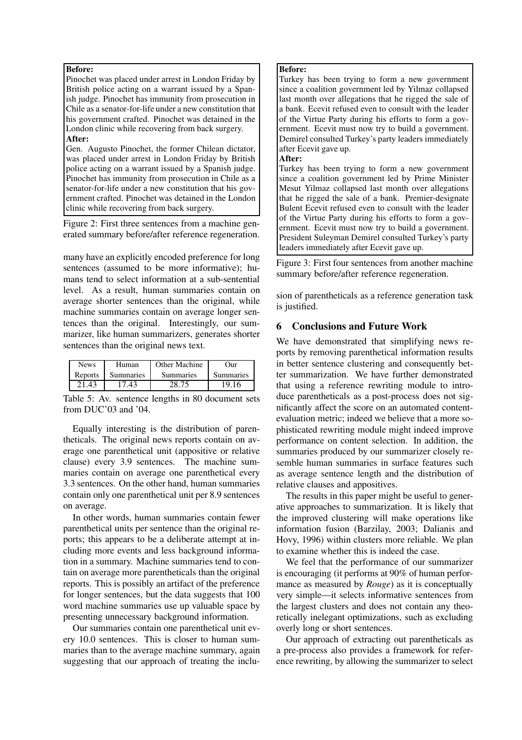**Before:**
Pinochet was placed under arrest in London Friday by British police acting on a warrant issued by a Spanish judge. Pinochet has immunity from prosecution in Chile as a senator-for-life under a new constitution that his government crafted. Pinochet was detained in the London clinic while recovering from back surgery.

**After:**
Gen. Augusto Pinochet, the former Chilean dictator, was placed under arrest in London Friday by British police acting on a warrant issued by a Spanish judge. Pinochet has immunity from prosecution in Chile as a senator-for-life under a new constitution that his government crafted. Pinochet was detained in the London clinic while recovering from back surgery.

Figure 2: First three sentences from a machine generated summary before/after reference regeneration.

many have an explicitly encoded preference for long sentences (assumed to be more informative); humans tend to select information at a sub-sentential level. As a result, human summaries contain on average shorter sentences than the original, while machine summaries contain on average longer sentences than the original. Interestingly, our summarizer, like human summarizers, generates shorter sentences than the original news text.

| News Reports | Human Summaries | Other Machine Summaries | Our Summaries |
|---|---|---|---|
| 21.43 | 17.43 | 28.75 | 19.16 |

Table 5: Av. sentence lengths in 80 document sets from DUC'03 and '04.

Equally interesting is the distribution of parentheticals. The original news reports contain on average one parenthetical unit (appositive or relative clause) every 3.9 sentences. The machine summaries contain on average one parenthetical every 3.3 sentences. On the other hand, human summaries contain only one parenthetical unit per 8.9 sentences on average.

In other words, human summaries contain fewer parenthetical units per sentence than the original reports; this appears to be a deliberate attempt at including more events and less background information in a summary. Machine summaries tend to contain on average more parentheticals than the original reports. This is possibly an artifact of the preference for longer sentences, but the data suggests that 100 word machine summaries use up valuable space by presenting unnecessary background information.

Our summaries contain one parenthetical unit every 10.0 sentences. This is closer to human summaries than to the average machine summary, again suggesting that our approach of treating the inclusion of parentheticals as a reference generation task is justified.

**Before:**
Turkey has been trying to form a new government since a coalition government led by Yilmaz collapsed last month over allegations that he rigged the sale of a bank. Ecevit refused even to consult with the leader of the Virtue Party during his efforts to form a government. Ecevit must now try to build a government. Demirel consulted Turkey's party leaders immediately after Ecevit gave up.

**After:**
Turkey has been trying to form a new government since a coalition government led by Prime Minister Mesut Yilmaz collapsed last month over allegations that he rigged the sale of a bank. Premier-designate Bulent Ecevit refused even to consult with the leader of the Virtue Party during his efforts to form a government. Ecevit must now try to build a government. President Suleyman Demirel consulted Turkey's party leaders immediately after Ecevit gave up.

Figure 3: First four sentences from another machine summary before/after reference regeneration.

## 6 Conclusions and Future Work

We have demonstrated that simplifying news reports by removing parenthetical information results in better sentence clustering and consequently better summarization. We have further demonstrated that using a reference rewriting module to introduce parentheticals as a post-process does not significantly affect the score on an automated content-evaluation metric; indeed we believe that a more sophisticated rewriting module might indeed improve performance on content selection. In addition, the summaries produced by our summarizer closely resemble human summaries in surface features such as average sentence length and the distribution of relative clauses and appositives.

The results in this paper might be useful to generative approaches to summarization. It is likely that the improved clustering will make operations like information fusion (Barzilay, 2003; Dalianis and Hovy, 1996) within clusters more reliable. We plan to examine whether this is indeed the case.

We feel that the performance of our summarizer is encouraging (it performs at 90% of human performance as measured by *Rouge*) as it is conceptually very simple—it selects informative sentences from the largest clusters and does not contain any theoretically inelegant optimizations, such as excluding overly long or short sentences.

Our approach of extracting out parentheticals as a pre-process also provides a framework for reference rewriting, by allowing the summarizer to select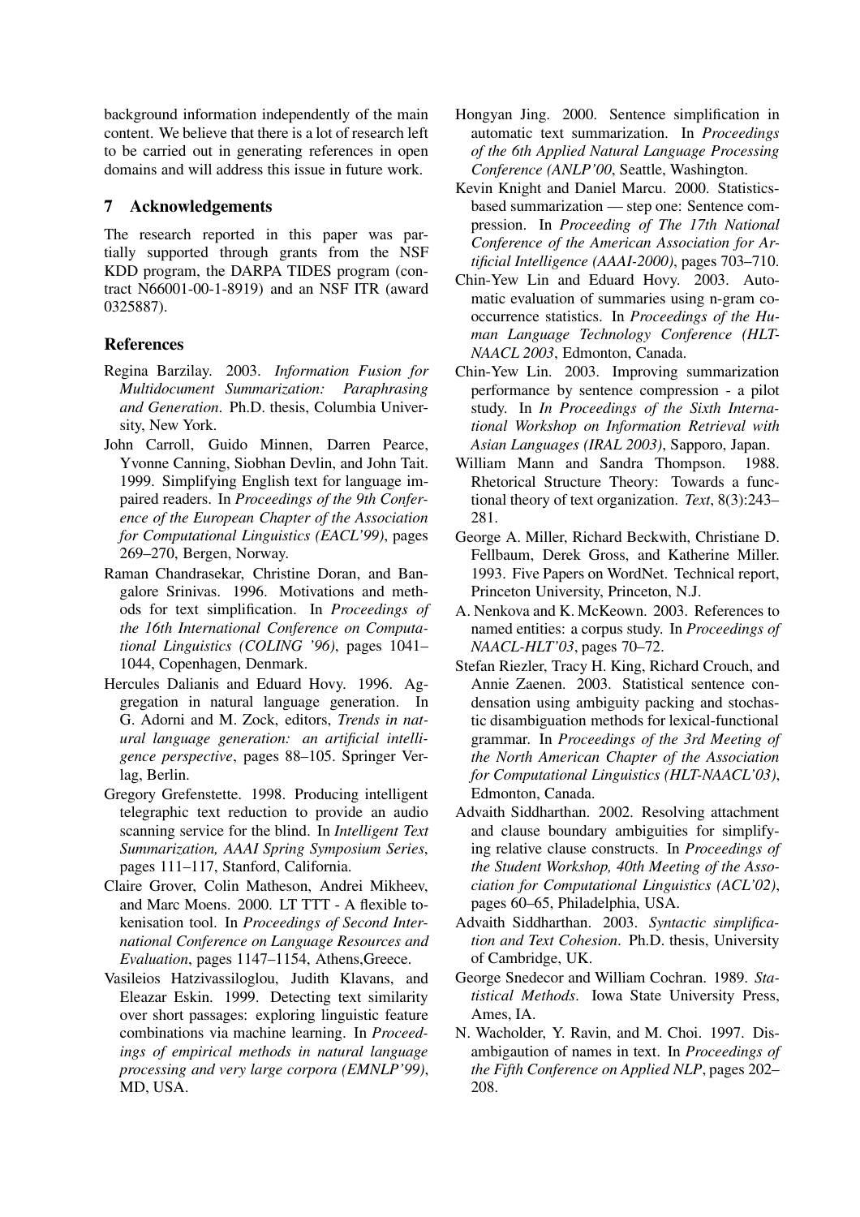background information independently of the main content. We believe that there is a lot of research left to be carried out in generating references in open domains and will address this issue in future work.

## 7 Acknowledgements

The research reported in this paper was partially supported through grants from the NSF KDD program, the DARPA TIDES program (contract N66001-00-1-8919) and an NSF ITR (award 0325887).

## References

Regina Barzilay. 2003. *Information Fusion for Multidocument Summarization: Paraphrasing and Generation*. Ph.D. thesis, Columbia University, New York.

John Carroll, Guido Minnen, Darren Pearce, Yvonne Canning, Siobhan Devlin, and John Tait. 1999. Simplifying English text for language impaired readers. In *Proceedings of the 9th Conference of the European Chapter of the Association for Computational Linguistics (EACL'99)*, pages 269–270, Bergen, Norway.

Raman Chandrasekar, Christine Doran, and Bangalore Srinivas. 1996. Motivations and methods for text simplification. In *Proceedings of the 16th International Conference on Computational Linguistics (COLING '96)*, pages 1041–1044, Copenhagen, Denmark.

Hercules Dalianis and Eduard Hovy. 1996. Aggregation in natural language generation. In G. Adorni and M. Zock, editors, *Trends in natural language generation: an artificial intelligence perspective*, pages 88–105. Springer Verlag, Berlin.

Gregory Grefenstette. 1998. Producing intelligent telegraphic text reduction to provide an audio scanning service for the blind. In *Intelligent Text Summarization, AAAI Spring Symposium Series*, pages 111–117, Stanford, California.

Claire Grover, Colin Matheson, Andrei Mikheev, and Marc Moens. 2000. LT TTT - A flexible tokenisation tool. In *Proceedings of Second International Conference on Language Resources and Evaluation*, pages 1147–1154, Athens,Greece.

Vasileios Hatzivassiloglou, Judith Klavans, and Eleazar Eskin. 1999. Detecting text similarity over short passages: exploring linguistic feature combinations via machine learning. In *Proceedings of empirical methods in natural language processing and very large corpora (EMNLP'99)*, MD, USA.

Hongyan Jing. 2000. Sentence simplification in automatic text summarization. In *Proceedings of the 6th Applied Natural Language Processing Conference (ANLP'00*, Seattle, Washington.

Kevin Knight and Daniel Marcu. 2000. Statistics-based summarization — step one: Sentence compression. In *Proceeding of The 17th National Conference of the American Association for Artificial Intelligence (AAAI-2000)*, pages 703–710.

Chin-Yew Lin and Eduard Hovy. 2003. Automatic evaluation of summaries using n-gram co-occurrence statistics. In *Proceedings of the Human Language Technology Conference (HLT-NAACL 2003*, Edmonton, Canada.

Chin-Yew Lin. 2003. Improving summarization performance by sentence compression - a pilot study. In *In Proceedings of the Sixth International Workshop on Information Retrieval with Asian Languages (IRAL 2003)*, Sapporo, Japan.

William Mann and Sandra Thompson. 1988. Rhetorical Structure Theory: Towards a functional theory of text organization. *Text*, 8(3):243–281.

George A. Miller, Richard Beckwith, Christiane D. Fellbaum, Derek Gross, and Katherine Miller. 1993. Five Papers on WordNet. Technical report, Princeton University, Princeton, N.J.

A. Nenkova and K. McKeown. 2003. References to named entities: a corpus study. In *Proceedings of NAACL-HLT'03*, pages 70–72.

Stefan Riezler, Tracy H. King, Richard Crouch, and Annie Zaenen. 2003. Statistical sentence condensation using ambiguity packing and stochastic disambiguation methods for lexical-functional grammar. In *Proceedings of the 3rd Meeting of the North American Chapter of the Association for Computational Linguistics (HLT-NAACL'03)*, Edmonton, Canada.

Advaith Siddharthan. 2002. Resolving attachment and clause boundary ambiguities for simplifying relative clause constructs. In *Proceedings of the Student Workshop, 40th Meeting of the Association for Computational Linguistics (ACL'02)*, pages 60–65, Philadelphia, USA.

Advaith Siddharthan. 2003. *Syntactic simplification and Text Cohesion*. Ph.D. thesis, University of Cambridge, UK.

George Snedecor and William Cochran. 1989. *Statistical Methods*. Iowa State University Press, Ames, IA.

N. Wacholder, Y. Ravin, and M. Choi. 1997. Disambigaution of names in text. In *Proceedings of the Fifth Conference on Applied NLP*, pages 202–208.